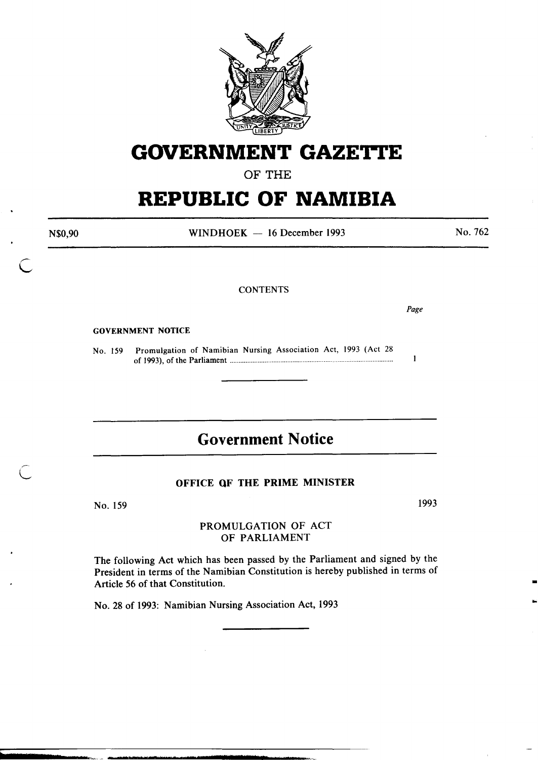# GOVERNMENT GAZETTE

OF THE

# REPUBLIC OF NAMIBIA

N$0,90 | WINDHOEK — 16 December 1993 | No. 762

CONTENTS

*Page*

**GOVERNMENT NOTICE**

No. 159 Promulgation of Namibian Nursing Association Act, 1993 (Act 28 of 1993), of the Parliament ........................ 1

## Government Notice

### OFFICE OF THE PRIME MINISTER

No. 159 1993

PROMULGATION OF ACT OF PARLIAMENT

The following Act which has been passed by the Parliament and signed by the President in terms of the Namibian Constitution is hereby published in terms of Article 56 of that Constitution.

No. 28 of 1993: Namibian Nursing Association Act, 1993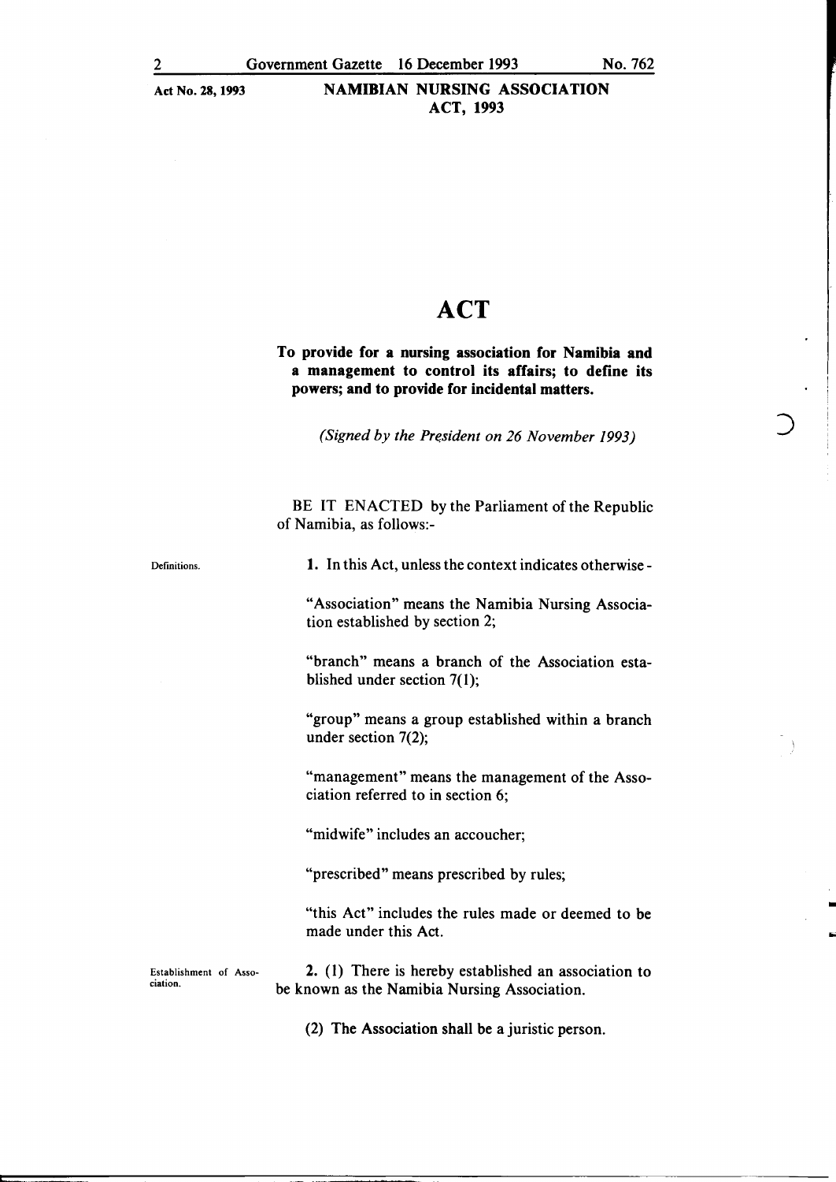# ACT

**To provide for a nursing association for Namibia and a management to control its affairs; to define its powers; and to provide for incidental matters.**

*(Signed by the President on 26 November 1993)*

BE IT ENACTED by the Parliament of the Republic of Namibia, as follows:-

Definitions.

**1.** In this Act, unless the context indicates otherwise -

"Association" means the Namibia Nursing Association established by section 2;

"branch" means a branch of the Association established under section 7(1);

"group" means a group established within a branch under section 7(2);

"management" means the management of the Association referred to in section 6;

"midwife" includes an accoucher;

"prescribed" means prescribed by rules;

"this Act" includes the rules made or deemed to be made under this Act.

Establishment of Association.

**2.** (1) There is hereby established an association to be known as the Namibia Nursing Association.

(2) The Association shall be a juristic person.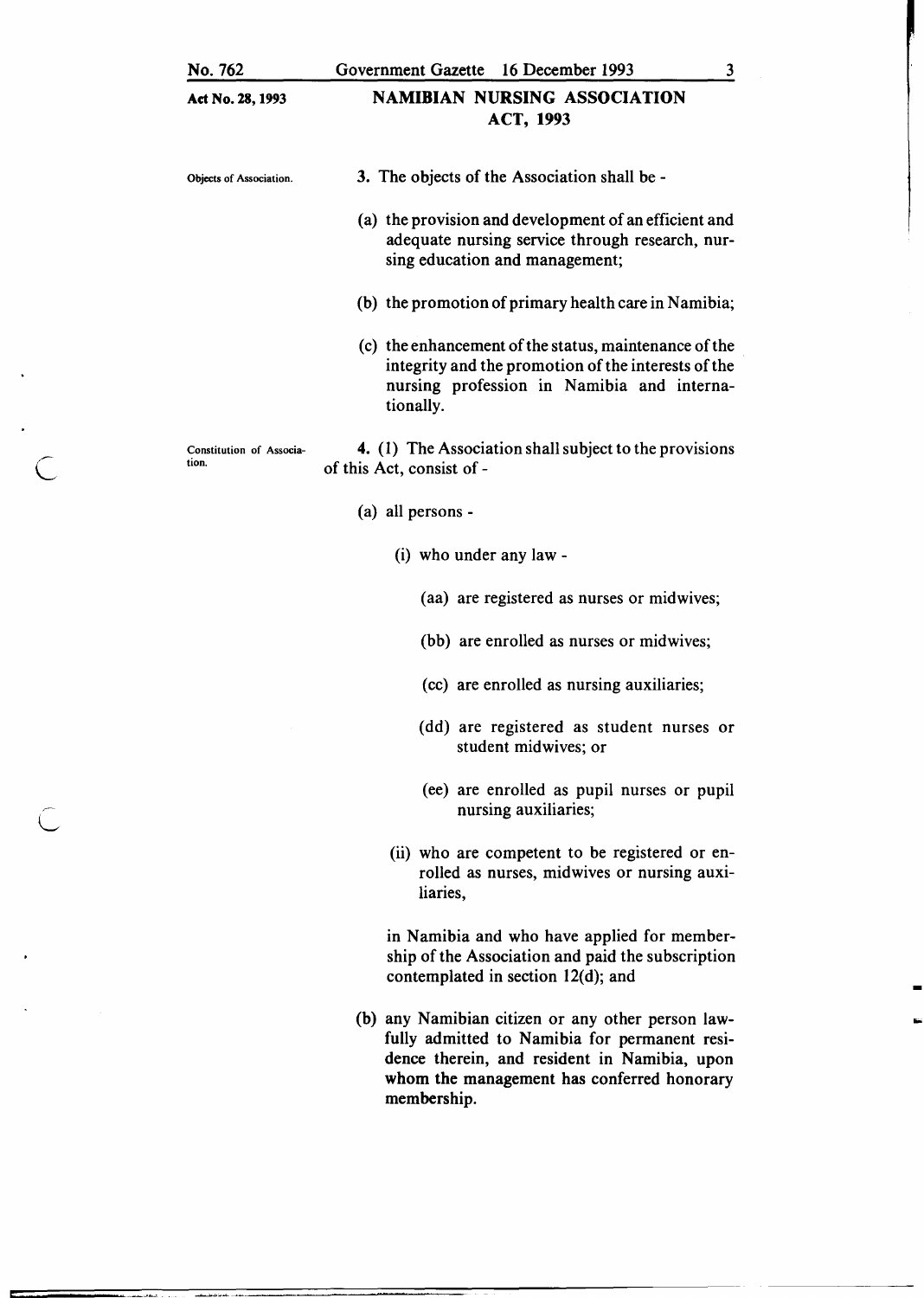**Objects of Association.**

**3.** The objects of the Association shall be -

(a) the provision and development of an efficient and adequate nursing service through research, nursing education and management;

(b) the promotion of primary health care in Namibia;

(c) the enhancement of the status, maintenance of the integrity and the promotion of the interests of the nursing profession in Namibia and internationally.

**Constitution of Association.**

**4.** (1) The Association shall subject to the provisions of this Act, consist of -

(a) all persons -

(i) who under any law -

(aa) are registered as nurses or midwives;

(bb) are enrolled as nurses or midwives;

(cc) are enrolled as nursing auxiliaries;

(dd) are registered as student nurses or student midwives; or

(ee) are enrolled as pupil nurses or pupil nursing auxiliaries;

(ii) who are competent to be registered or enrolled as nurses, midwives or nursing auxiliaries,

in Namibia and who have applied for membership of the Association and paid the subscription contemplated in section 12(d); and

(b) any Namibian citizen or any other person lawfully admitted to Namibia for permanent residence therein, and resident in Namibia, upon whom the management has conferred honorary membership.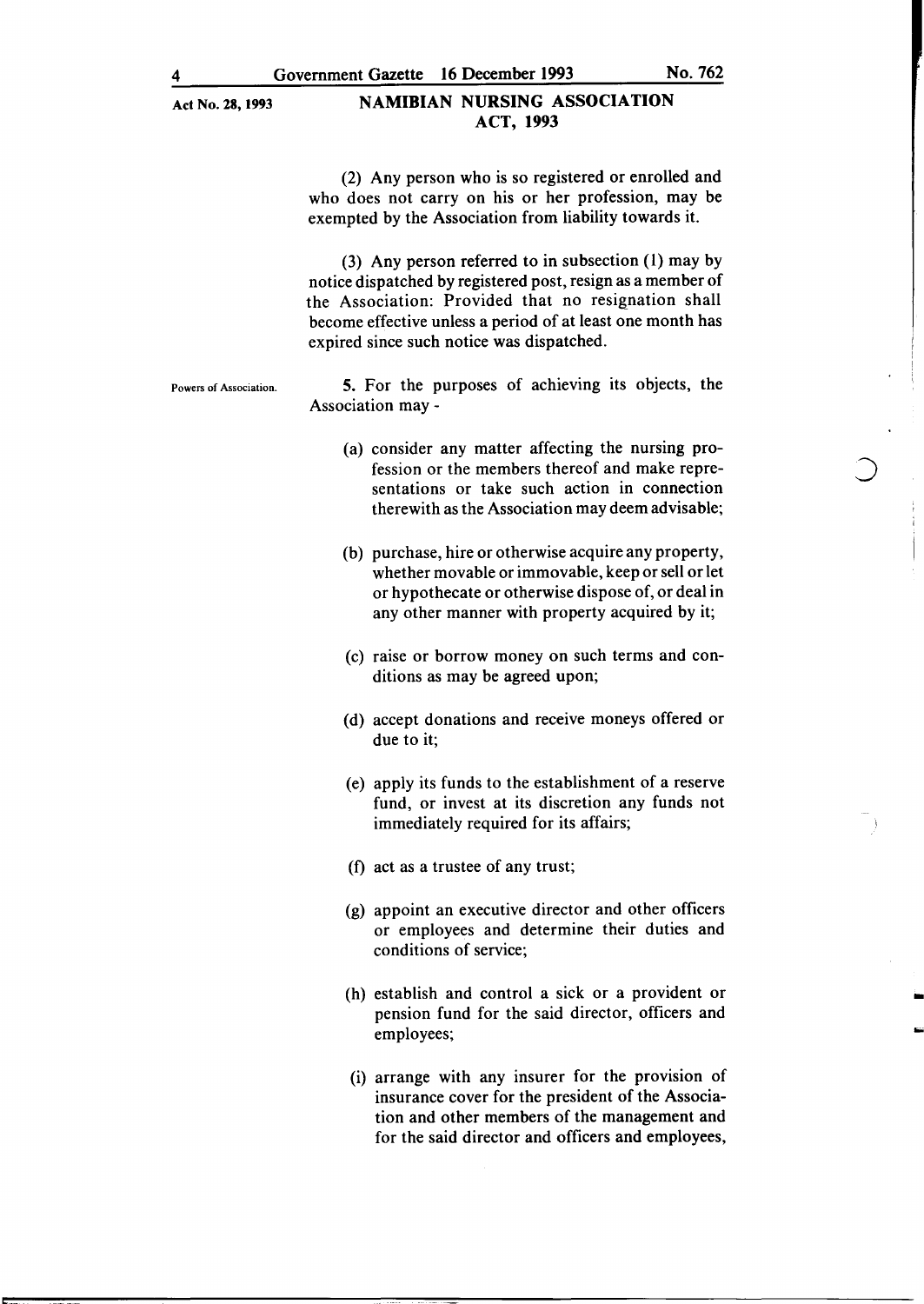(2) Any person who is so registered or enrolled and who does not carry on his or her profession, may be exempted by the Association from liability towards it.

(3) Any person referred to in subsection (1) may by notice dispatched by registered post, resign as a member of the Association: Provided that no resignation shall become effective unless a period of at least one month has expired since such notice was dispatched.

**Powers of Association.**

**5.** For the purposes of achieving its objects, the Association may -

(a) consider any matter affecting the nursing profession or the members thereof and make representations or take such action in connection therewith as the Association may deem advisable;

(b) purchase, hire or otherwise acquire any property, whether movable or immovable, keep or sell or let or hypothecate or otherwise dispose of, or deal in any other manner with property acquired by it;

(c) raise or borrow money on such terms and conditions as may be agreed upon;

(d) accept donations and receive moneys offered or due to it;

(e) apply its funds to the establishment of a reserve fund, or invest at its discretion any funds not immediately required for its affairs;

(f) act as a trustee of any trust;

(g) appoint an executive director and other officers or employees and determine their duties and conditions of service;

(h) establish and control a sick or a provident or pension fund for the said director, officers and employees;

(i) arrange with any insurer for the provision of insurance cover for the president of the Association and other members of the management and for the said director and officers and employees,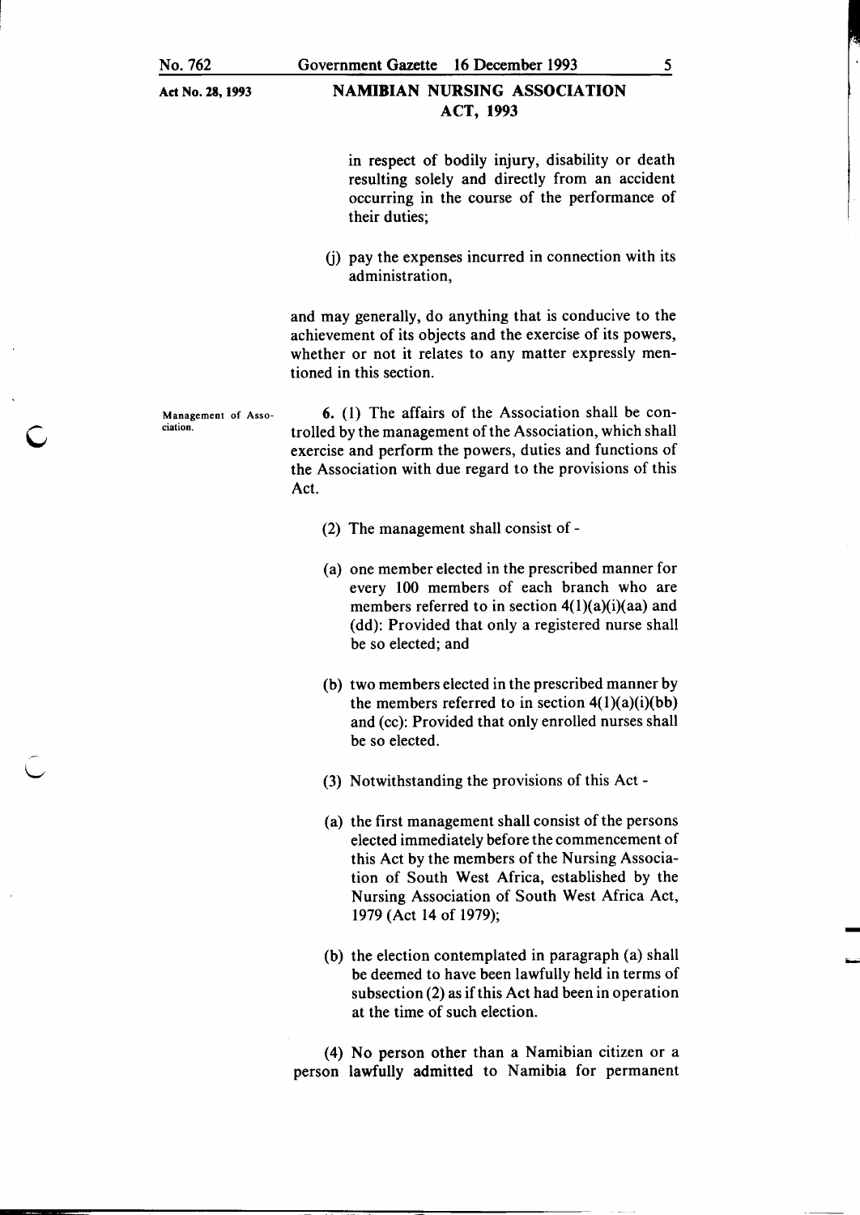in respect of bodily injury, disability or death resulting solely and directly from an accident occurring in the course of the performance of their duties;

(j) pay the expenses incurred in connection with its administration,

and may generally, do anything that is conducive to the achievement of its objects and the exercise of its powers, whether or not it relates to any matter expressly mentioned in this section.

**Management of Association.**

**6.** (1) The affairs of the Association shall be controlled by the management of the Association, which shall exercise and perform the powers, duties and functions of the Association with due regard to the provisions of this Act.

(2) The management shall consist of -

(a) one member elected in the prescribed manner for every 100 members of each branch who are members referred to in section 4(1)(a)(i)(aa) and (dd): Provided that only a registered nurse shall be so elected; and

(b) two members elected in the prescribed manner by the members referred to in section 4(1)(a)(i)(bb) and (cc): Provided that only enrolled nurses shall be so elected.

(3) Notwithstanding the provisions of this Act -

(a) the first management shall consist of the persons elected immediately before the commencement of this Act by the members of the Nursing Association of South West Africa, established by the Nursing Association of South West Africa Act, 1979 (Act 14 of 1979);

(b) the election contemplated in paragraph (a) shall be deemed to have been lawfully held in terms of subsection (2) as if this Act had been in operation at the time of such election.

(4) No person other than a Namibian citizen or a person lawfully admitted to Namibia for permanent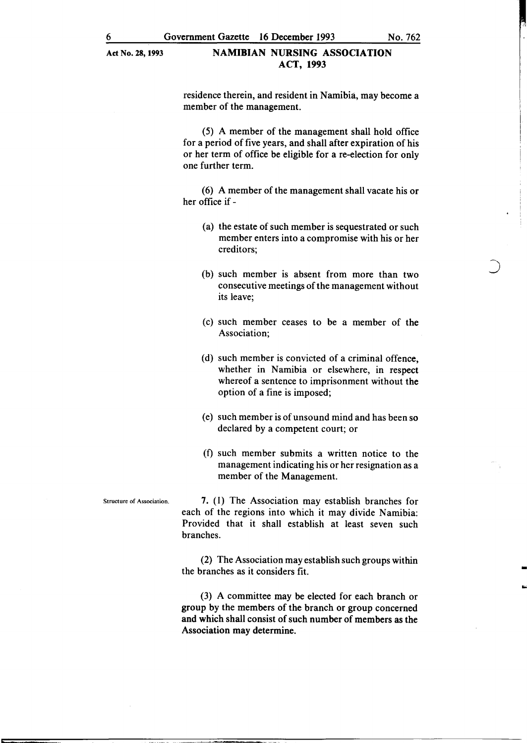residence therein, and resident in Namibia, may become a member of the management.

(5) A member of the management shall hold office for a period of five years, and shall after expiration of his or her term of office be eligible for a re-election for only one further term.

(6) A member of the management shall vacate his or her office if -

(a) the estate of such member is sequestrated or such member enters into a compromise with his or her creditors;

(b) such member is absent from more than two consecutive meetings of the management without its leave;

(c) such member ceases to be a member of the Association;

(d) such member is convicted of a criminal offence, whether in Namibia or elsewhere, in respect whereof a sentence to imprisonment without the option of a fine is imposed;

(e) such member is of unsound mind and has been so declared by a competent court; or

(f) such member submits a written notice to the management indicating his or her resignation as a member of the Management.

Structure of Association.

7. (1) The Association may establish branches for each of the regions into which it may divide Namibia: Provided that it shall establish at least seven such branches.

(2) The Association may establish such groups within the branches as it considers fit.

(3) A committee may be elected for each branch or group by the members of the branch or group concerned and which shall consist of such number of members as the Association may determine.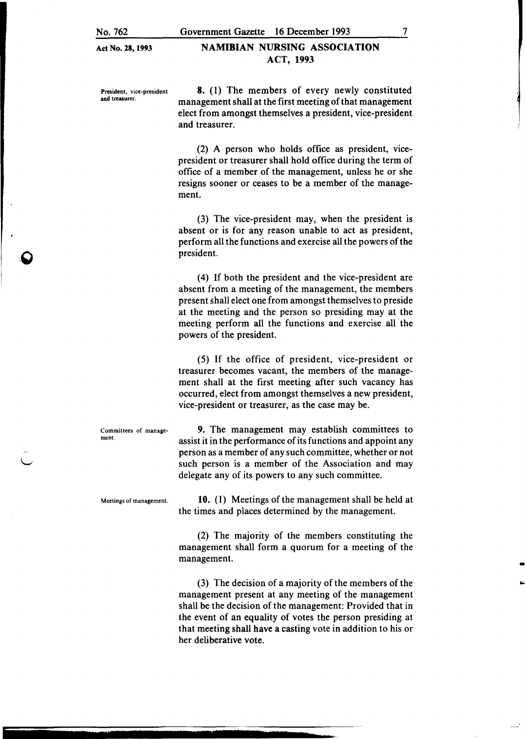**President, vice-president and treasurer.**

**8.** (1) The members of every newly constituted management shall at the first meeting of that management elect from amongst themselves a president, vice-president and treasurer.

(2) A person who holds office as president, vice-president or treasurer shall hold office during the term of office of a member of the management, unless he or she resigns sooner or ceases to be a member of the management.

(3) The vice-president may, when the president is absent or is for any reason unable to act as president, perform all the functions and exercise all the powers of the president.

(4) If both the president and the vice-president are absent from a meeting of the management, the members present shall elect one from amongst themselves to preside at the meeting and the person so presiding may at the meeting perform all the functions and exercise all the powers of the president.

(5) If the office of president, vice-president or treasurer becomes vacant, the members of the management shall at the first meeting after such vacancy has occurred, elect from amongst themselves a new president, vice-president or treasurer, as the case may be.

**Committees of management.**

**9.** The management may establish committees to assist it in the performance of its functions and appoint any person as a member of any such committee, whether or not such person is a member of the Association and may delegate any of its powers to any such committee.

**Meetings of management.**

**10.** (1) Meetings of the management shall be held at the times and places determined by the management.

(2) The majority of the members constituting the management shall form a quorum for a meeting of the management.

(3) The decision of a majority of the members of the management present at any meeting of the management shall be the decision of the management: Provided that in the event of an equality of votes the person presiding at that meeting shall have a casting vote in addition to his or her deliberative vote.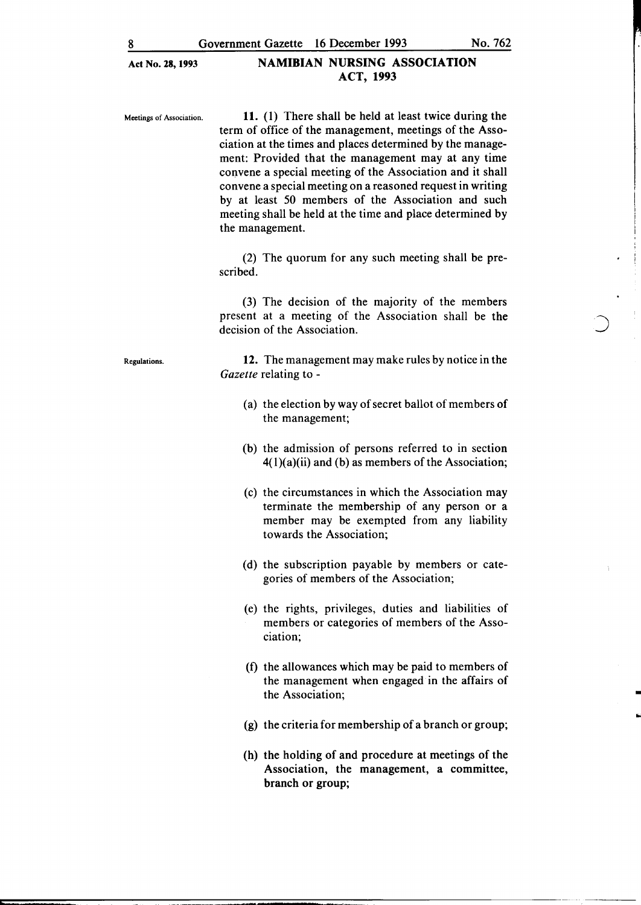**Meetings of Association.**

**11.** (1) There shall be held at least twice during the term of office of the management, meetings of the Association at the times and places determined by the management: Provided that the management may at any time convene a special meeting of the Association and it shall convene a special meeting on a reasoned request in writing by at least 50 members of the Association and such meeting shall be held at the time and place determined by the management.

(2) The quorum for any such meeting shall be prescribed.

(3) The decision of the majority of the members present at a meeting of the Association shall be the decision of the Association.

**Regulations.**

**12.** The management may make rules by notice in the *Gazette* relating to -

(a) the election by way of secret ballot of members of the management;

(b) the admission of persons referred to in section 4(1)(a)(ii) and (b) as members of the Association;

(c) the circumstances in which the Association may terminate the membership of any person or a member may be exempted from any liability towards the Association;

(d) the subscription payable by members or categories of members of the Association;

(e) the rights, privileges, duties and liabilities of members or categories of members of the Association;

(f) the allowances which may be paid to members of the management when engaged in the affairs of the Association;

(g) the criteria for membership of a branch or group;

(h) the holding of and procedure at meetings of the Association, the management, a committee, branch or group;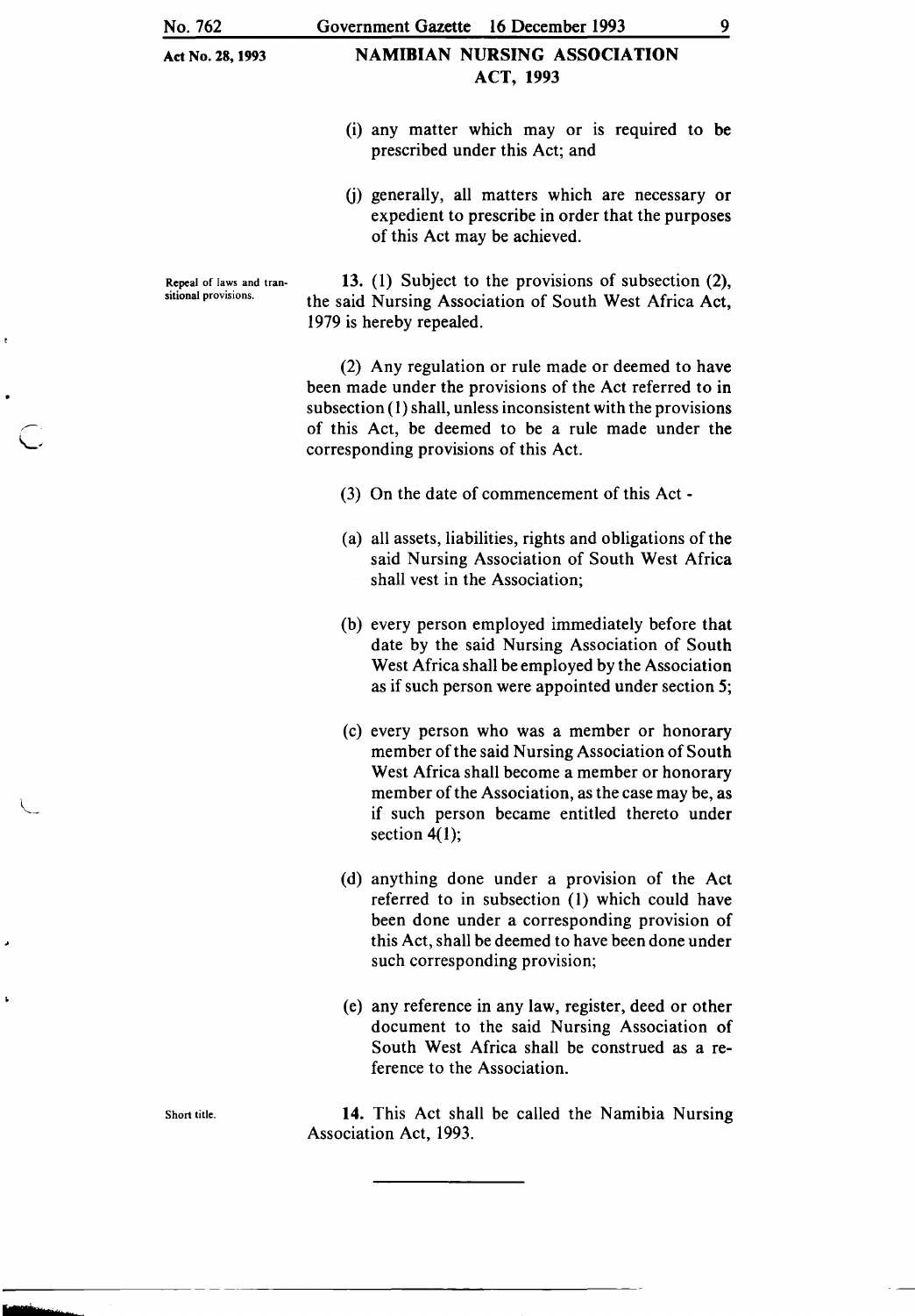(i) any matter which may or is required to be prescribed under this Act; and

(j) generally, all matters which are necessary or expedient to prescribe in order that the purposes of this Act may be achieved.

Repeal of laws and transitional provisions.

**13.** (1) Subject to the provisions of subsection (2), the said Nursing Association of South West Africa Act, 1979 is hereby repealed.

(2) Any regulation or rule made or deemed to have been made under the provisions of the Act referred to in subsection (1) shall, unless inconsistent with the provisions of this Act, be deemed to be a rule made under the corresponding provisions of this Act.

(3) On the date of commencement of this Act -

(a) all assets, liabilities, rights and obligations of the said Nursing Association of South West Africa shall vest in the Association;

(b) every person employed immediately before that date by the said Nursing Association of South West Africa shall be employed by the Association as if such person were appointed under section 5;

(c) every person who was a member or honorary member of the said Nursing Association of South West Africa shall become a member or honorary member of the Association, as the case may be, as if such person became entitled thereto under section 4(1);

(d) anything done under a provision of the Act referred to in subsection (1) which could have been done under a corresponding provision of this Act, shall be deemed to have been done under such corresponding provision;

(e) any reference in any law, register, deed or other document to the said Nursing Association of South West Africa shall be construed as a reference to the Association.

Short title.

**14.** This Act shall be called the Namibia Nursing Association Act, 1993.

---